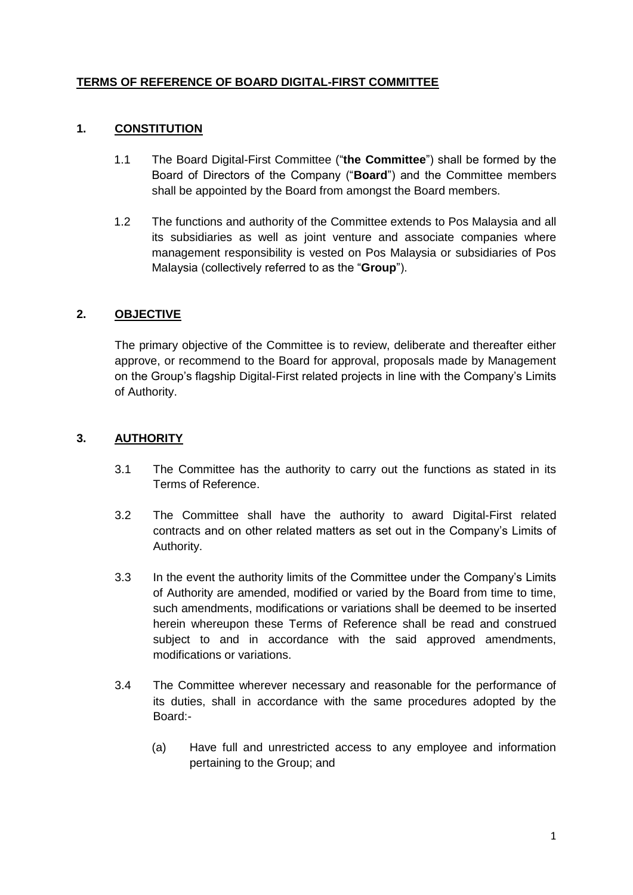**TERMS OF REFERENCE OF BOARD DIGITAL-FIRST COMMITTEE**

## 1. CONSTITUTION

1.1 The Board Digital-First Committee ("**the Committee**") shall be formed by the Board of Directors of the Company ("**Board**") and the Committee members shall be appointed by the Board from amongst the Board members.

1.2 The functions and authority of the Committee extends to Pos Malaysia and all its subsidiaries as well as joint venture and associate companies where management responsibility is vested on Pos Malaysia or subsidiaries of Pos Malaysia (collectively referred to as the "**Group**").

## 2. OBJECTIVE

The primary objective of the Committee is to review, deliberate and thereafter either approve, or recommend to the Board for approval, proposals made by Management on the Group's flagship Digital-First related projects in line with the Company's Limits of Authority.

## 3. AUTHORITY

3.1 The Committee has the authority to carry out the functions as stated in its Terms of Reference.

3.2 The Committee shall have the authority to award Digital-First related contracts and on other related matters as set out in the Company's Limits of Authority.

3.3 In the event the authority limits of the Committee under the Company's Limits of Authority are amended, modified or varied by the Board from time to time, such amendments, modifications or variations shall be deemed to be inserted herein whereupon these Terms of Reference shall be read and construed subject to and in accordance with the said approved amendments, modifications or variations.

3.4 The Committee wherever necessary and reasonable for the performance of its duties, shall in accordance with the same procedures adopted by the Board:-

(a) Have full and unrestricted access to any employee and information pertaining to the Group; and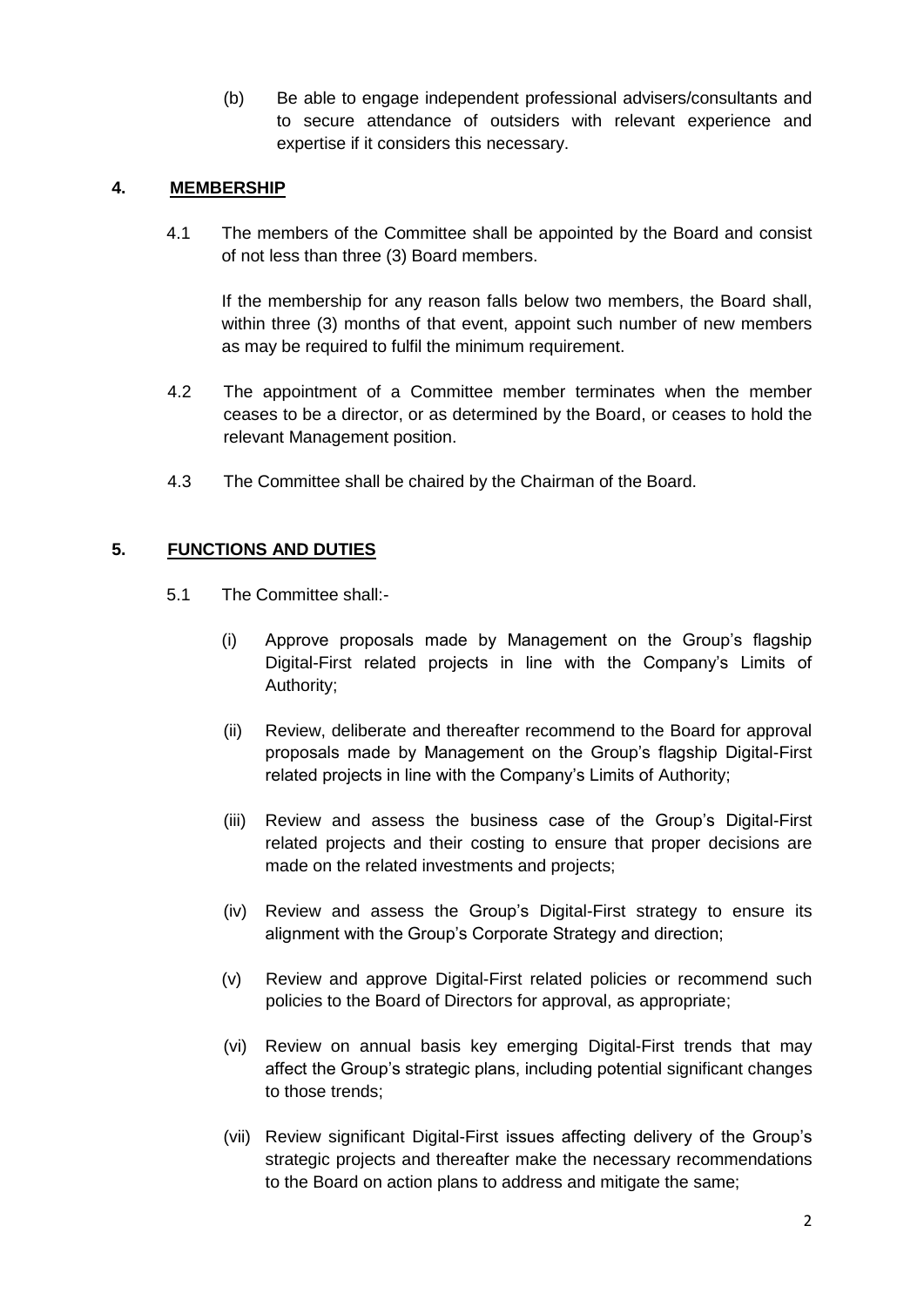(b) Be able to engage independent professional advisers/consultants and to secure attendance of outsiders with relevant experience and expertise if it considers this necessary.

## 4. MEMBERSHIP

4.1 The members of the Committee shall be appointed by the Board and consist of not less than three (3) Board members.

If the membership for any reason falls below two members, the Board shall, within three (3) months of that event, appoint such number of new members as may be required to fulfil the minimum requirement.

4.2 The appointment of a Committee member terminates when the member ceases to be a director, or as determined by the Board, or ceases to hold the relevant Management position.

4.3 The Committee shall be chaired by the Chairman of the Board.

## 5. FUNCTIONS AND DUTIES

5.1 The Committee shall:-

(i) Approve proposals made by Management on the Group's flagship Digital-First related projects in line with the Company's Limits of Authority;

(ii) Review, deliberate and thereafter recommend to the Board for approval proposals made by Management on the Group's flagship Digital-First related projects in line with the Company's Limits of Authority;

(iii) Review and assess the business case of the Group's Digital-First related projects and their costing to ensure that proper decisions are made on the related investments and projects;

(iv) Review and assess the Group's Digital-First strategy to ensure its alignment with the Group's Corporate Strategy and direction;

(v) Review and approve Digital-First related policies or recommend such policies to the Board of Directors for approval, as appropriate;

(vi) Review on annual basis key emerging Digital-First trends that may affect the Group's strategic plans, including potential significant changes to those trends;

(vii) Review significant Digital-First issues affecting delivery of the Group's strategic projects and thereafter make the necessary recommendations to the Board on action plans to address and mitigate the same;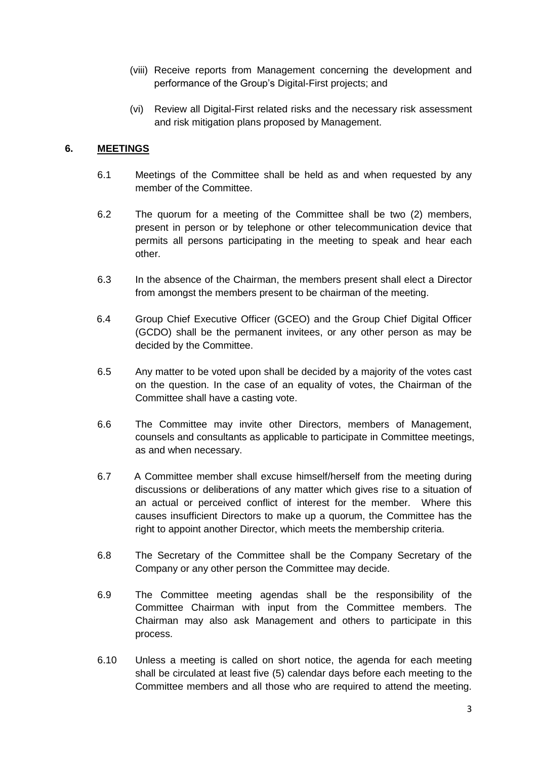(viii) Receive reports from Management concerning the development and performance of the Group's Digital-First projects; and

(vi) Review all Digital-First related risks and the necessary risk assessment and risk mitigation plans proposed by Management.

## 6. MEETINGS

6.1 Meetings of the Committee shall be held as and when requested by any member of the Committee.

6.2 The quorum for a meeting of the Committee shall be two (2) members, present in person or by telephone or other telecommunication device that permits all persons participating in the meeting to speak and hear each other.

6.3 In the absence of the Chairman, the members present shall elect a Director from amongst the members present to be chairman of the meeting.

6.4 Group Chief Executive Officer (GCEO) and the Group Chief Digital Officer (GCDO) shall be the permanent invitees, or any other person as may be decided by the Committee.

6.5 Any matter to be voted upon shall be decided by a majority of the votes cast on the question. In the case of an equality of votes, the Chairman of the Committee shall have a casting vote.

6.6 The Committee may invite other Directors, members of Management, counsels and consultants as applicable to participate in Committee meetings, as and when necessary.

6.7 A Committee member shall excuse himself/herself from the meeting during discussions or deliberations of any matter which gives rise to a situation of an actual or perceived conflict of interest for the member. Where this causes insufficient Directors to make up a quorum, the Committee has the right to appoint another Director, which meets the membership criteria.

6.8 The Secretary of the Committee shall be the Company Secretary of the Company or any other person the Committee may decide.

6.9 The Committee meeting agendas shall be the responsibility of the Committee Chairman with input from the Committee members. The Chairman may also ask Management and others to participate in this process.

6.10 Unless a meeting is called on short notice, the agenda for each meeting shall be circulated at least five (5) calendar days before each meeting to the Committee members and all those who are required to attend the meeting.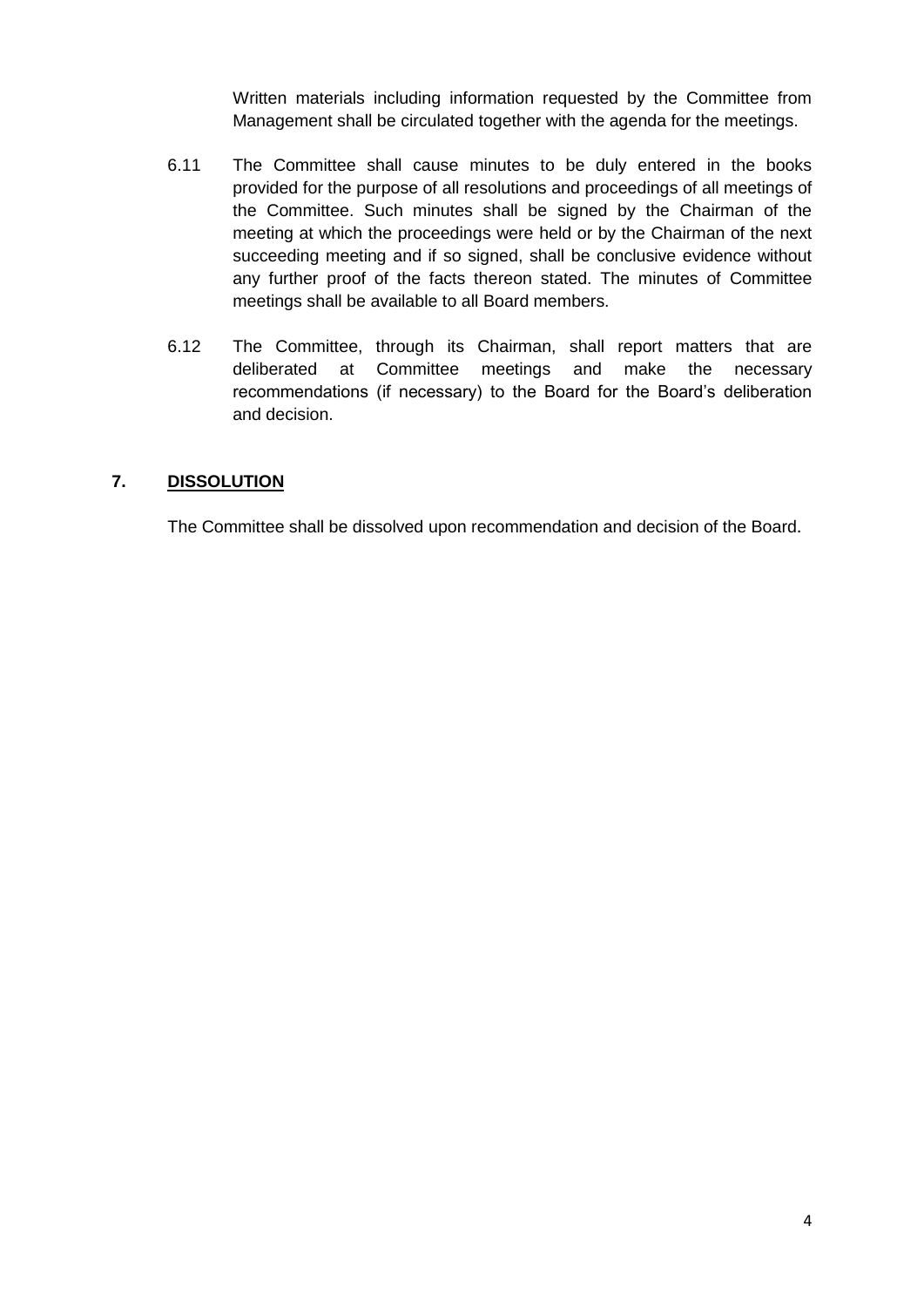Written materials including information requested by the Committee from Management shall be circulated together with the agenda for the meetings.

6.11 The Committee shall cause minutes to be duly entered in the books provided for the purpose of all resolutions and proceedings of all meetings of the Committee. Such minutes shall be signed by the Chairman of the meeting at which the proceedings were held or by the Chairman of the next succeeding meeting and if so signed, shall be conclusive evidence without any further proof of the facts thereon stated. The minutes of Committee meetings shall be available to all Board members.

6.12 The Committee, through its Chairman, shall report matters that are deliberated at Committee meetings and make the necessary recommendations (if necessary) to the Board for the Board's deliberation and decision.

## 7. DISSOLUTION

The Committee shall be dissolved upon recommendation and decision of the Board.